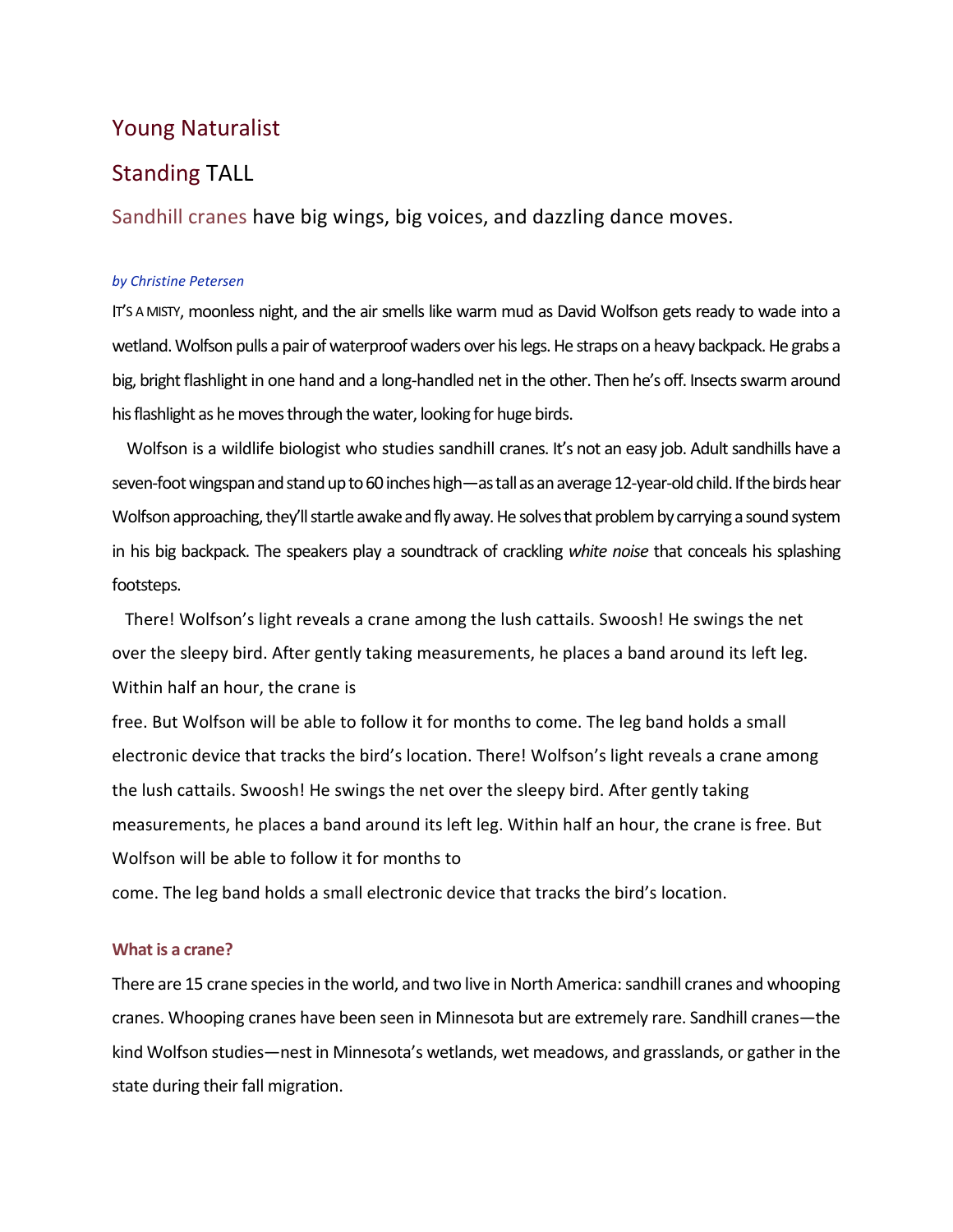# Young Naturalist

## Standing TALL

Sandhill cranes have big wings, big voices, and dazzling dance moves.

*by Christine Petersen*

IT'S A MISTY, moonless night, and the air smells like warm mud as David Wolfson gets ready to wade into a wetland. Wolfson pulls a pair of waterproof waders over his legs. He straps on a heavy backpack. He grabs a big, bright flashlight in one hand and a long-handled net in the other. Then he's off. Insects swarm around his flashlight as he moves through the water, looking for huge birds.

Wolfson is a wildlife biologist who studies sandhill cranes. It's not an easy job. Adult sandhills have a seven-foot wingspan and stand up to 60 inches high—as tall as an average 12-year-old child. If the birds hear Wolfson approaching, they'll startle awake and fly away. He solves that problem by carrying a sound system in his big backpack. The speakers play a soundtrack of crackling *white noise* that conceals his splashing footsteps.

There! Wolfson's light reveals a crane among the lush cattails. Swoosh! He swings the net over the sleepy bird. After gently taking measurements, he places a band around its left leg. Within half an hour, the crane is free. But Wolfson will be able to follow it for months to come. The leg band holds a small electronic device that tracks the bird's location. There! Wolfson's light reveals a crane among the lush cattails. Swoosh! He swings the net over the sleepy bird. After gently taking measurements, he places a band around its left leg. Within half an hour, the crane is free. But Wolfson will be able to follow it for months to come. The leg band holds a small electronic device that tracks the bird's location.

### What is a crane?

There are 15 crane species in the world, and two live in North America: sandhill cranes and whooping cranes. Whooping cranes have been seen in Minnesota but are extremely rare. Sandhill cranes—the kind Wolfson studies—nest in Minnesota's wetlands, wet meadows, and grasslands, or gather in the state during their fall migration.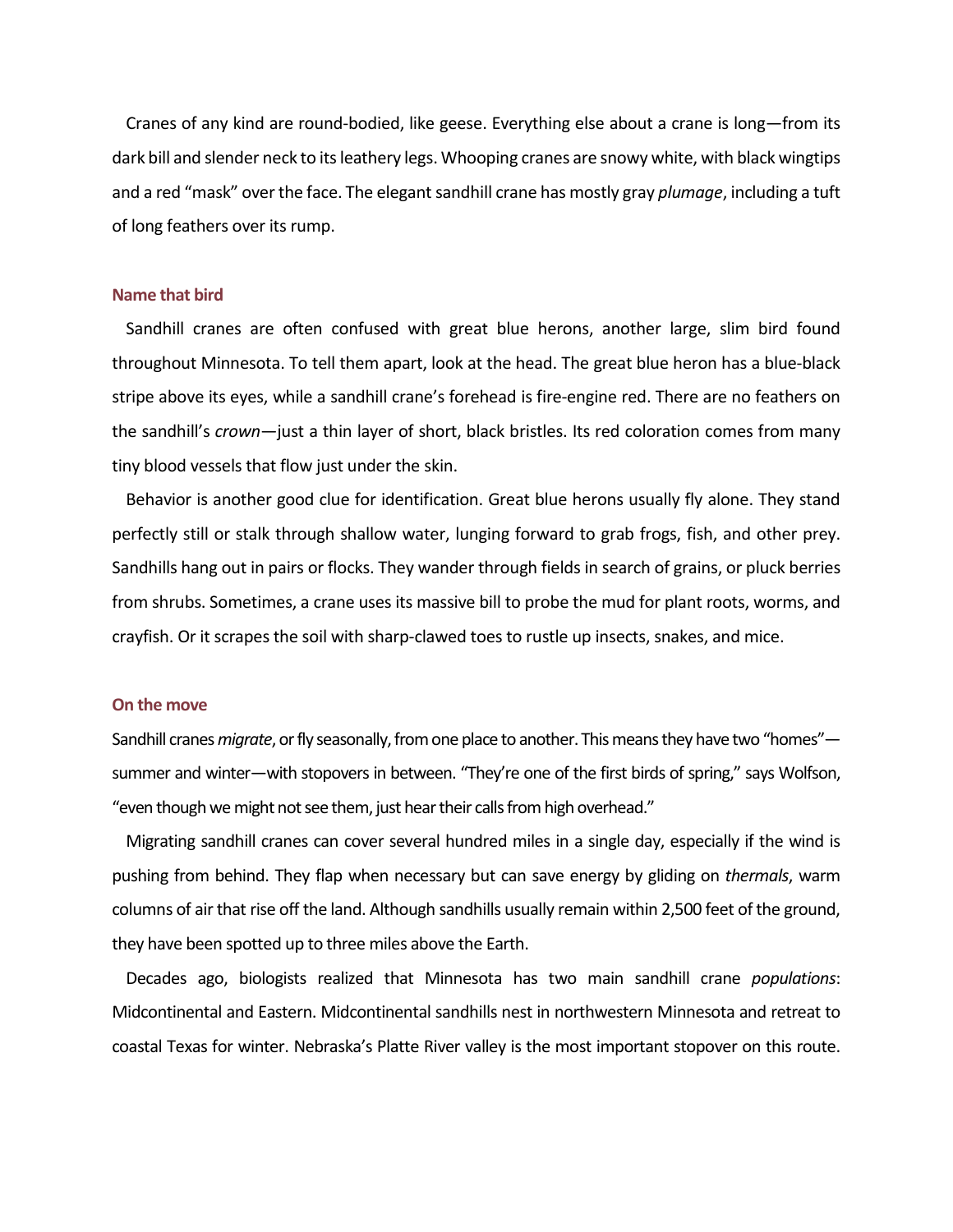Cranes of any kind are round-bodied, like geese. Everything else about a crane is long—from its dark bill and slender neck to its leathery legs. Whooping cranes are snowy white, with black wingtips and a red "mask" over the face. The elegant sandhill crane has mostly gray *plumage*, including a tuft of long feathers over its rump.

## Name that bird

Sandhill cranes are often confused with great blue herons, another large, slim bird found throughout Minnesota. To tell them apart, look at the head. The great blue heron has a blue-black stripe above its eyes, while a sandhill crane's forehead is fire-engine red. There are no feathers on the sandhill's *crown*—just a thin layer of short, black bristles. Its red coloration comes from many tiny blood vessels that flow just under the skin.

Behavior is another good clue for identification. Great blue herons usually fly alone. They stand perfectly still or stalk through shallow water, lunging forward to grab frogs, fish, and other prey. Sandhills hang out in pairs or flocks. They wander through fields in search of grains, or pluck berries from shrubs. Sometimes, a crane uses its massive bill to probe the mud for plant roots, worms, and crayfish. Or it scrapes the soil with sharp-clawed toes to rustle up insects, snakes, and mice.

## On the move

Sandhill cranes *migrate*, or fly seasonally, from one place to another. This means they have two "homes"—summer and winter—with stopovers in between. "They're one of the first birds of spring," says Wolfson, "even though we might not see them, just hear their calls from high overhead."

Migrating sandhill cranes can cover several hundred miles in a single day, especially if the wind is pushing from behind. They flap when necessary but can save energy by gliding on *thermals*, warm columns of air that rise off the land. Although sandhills usually remain within 2,500 feet of the ground, they have been spotted up to three miles above the Earth.

Decades ago, biologists realized that Minnesota has two main sandhill crane *populations*: Midcontinental and Eastern. Midcontinental sandhills nest in northwestern Minnesota and retreat to coastal Texas for winter. Nebraska's Platte River valley is the most important stopover on this route.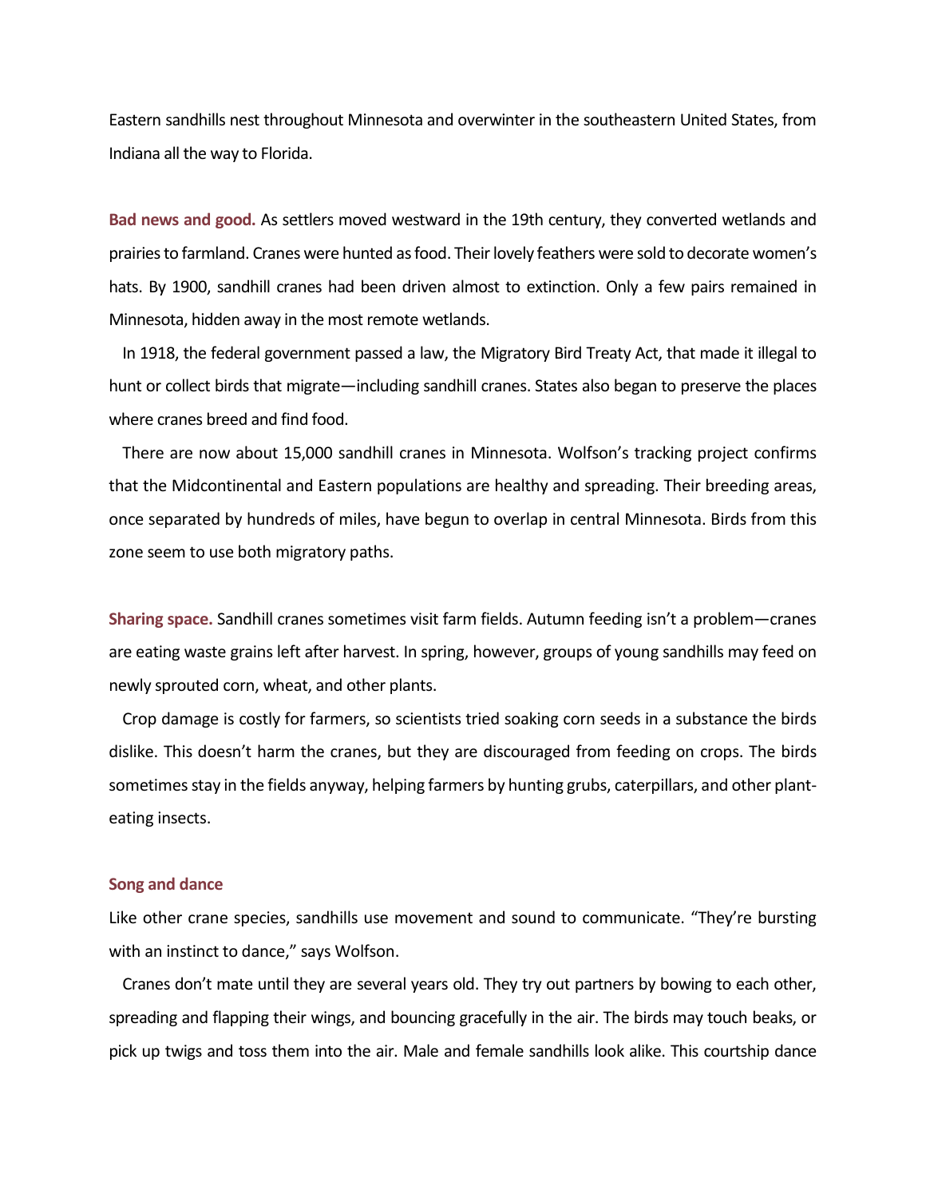Eastern sandhills nest throughout Minnesota and overwinter in the southeastern United States, from Indiana all the way to Florida.

**Bad news and good.** As settlers moved westward in the 19th century, they converted wetlands and prairies to farmland. Cranes were hunted as food. Their lovely feathers were sold to decorate women's hats. By 1900, sandhill cranes had been driven almost to extinction. Only a few pairs remained in Minnesota, hidden away in the most remote wetlands.

In 1918, the federal government passed a law, the Migratory Bird Treaty Act, that made it illegal to hunt or collect birds that migrate—including sandhill cranes. States also began to preserve the places where cranes breed and find food.

There are now about 15,000 sandhill cranes in Minnesota. Wolfson's tracking project confirms that the Midcontinental and Eastern populations are healthy and spreading. Their breeding areas, once separated by hundreds of miles, have begun to overlap in central Minnesota. Birds from this zone seem to use both migratory paths.

**Sharing space.** Sandhill cranes sometimes visit farm fields. Autumn feeding isn't a problem—cranes are eating waste grains left after harvest. In spring, however, groups of young sandhills may feed on newly sprouted corn, wheat, and other plants.

Crop damage is costly for farmers, so scientists tried soaking corn seeds in a substance the birds dislike. This doesn't harm the cranes, but they are discouraged from feeding on crops. The birds sometimes stay in the fields anyway, helping farmers by hunting grubs, caterpillars, and other plant-eating insects.

## Song and dance

Like other crane species, sandhills use movement and sound to communicate. "They're bursting with an instinct to dance," says Wolfson.

Cranes don't mate until they are several years old. They try out partners by bowing to each other, spreading and flapping their wings, and bouncing gracefully in the air. The birds may touch beaks, or pick up twigs and toss them into the air. Male and female sandhills look alike. This courtship dance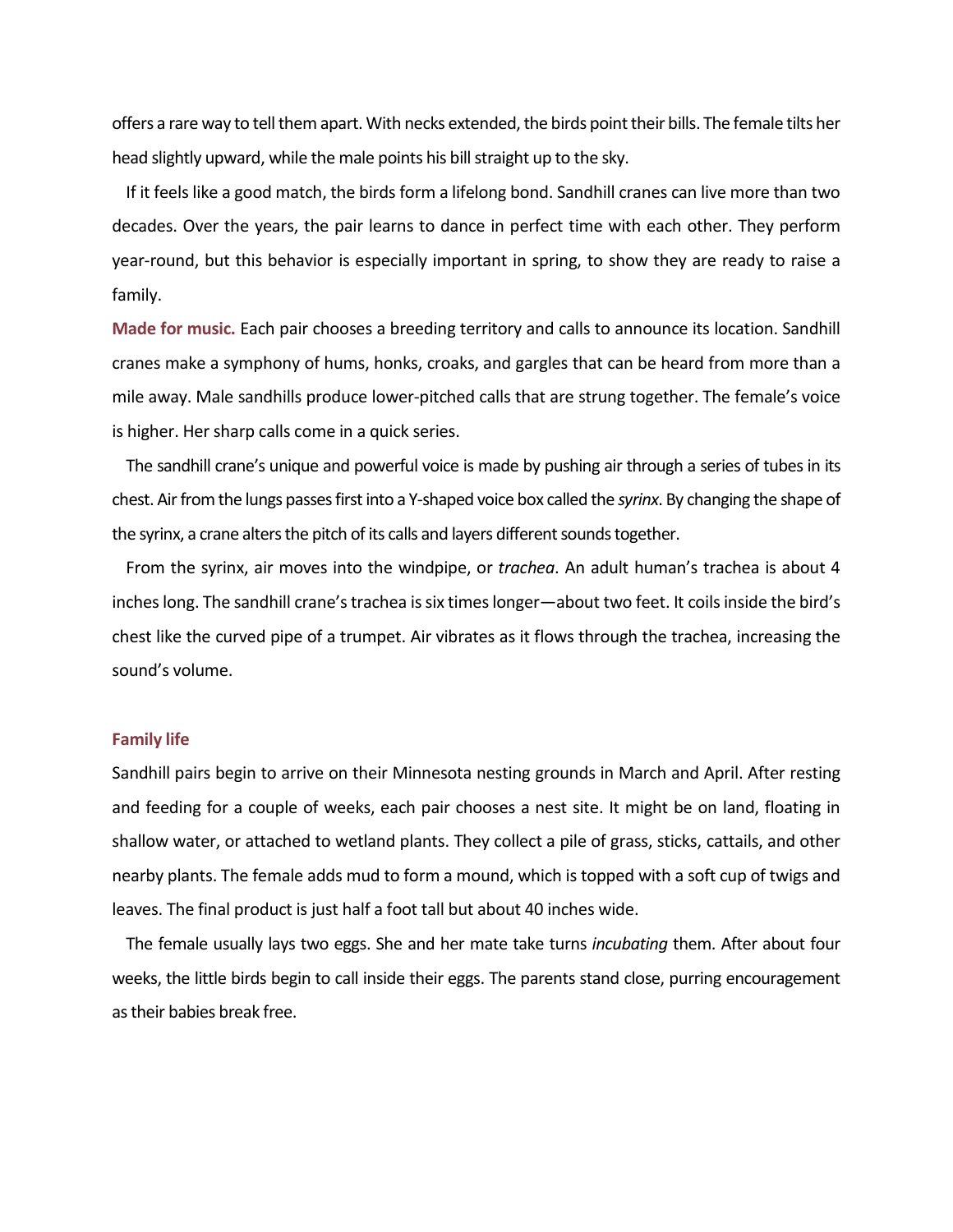offers a rare way to tell them apart. With necks extended, the birds point their bills. The female tilts her head slightly upward, while the male points his bill straight up to the sky.

If it feels like a good match, the birds form a lifelong bond. Sandhill cranes can live more than two decades. Over the years, the pair learns to dance in perfect time with each other. They perform year-round, but this behavior is especially important in spring, to show they are ready to raise a family.

**Made for music.** Each pair chooses a breeding territory and calls to announce its location. Sandhill cranes make a symphony of hums, honks, croaks, and gargles that can be heard from more than a mile away. Male sandhills produce lower-pitched calls that are strung together. The female's voice is higher. Her sharp calls come in a quick series.

The sandhill crane's unique and powerful voice is made by pushing air through a series of tubes in its chest. Air from the lungs passes first into a Y-shaped voice box called the *syrinx*. By changing the shape of the syrinx, a crane alters the pitch of its calls and layers different sounds together.

From the syrinx, air moves into the windpipe, or *trachea*. An adult human's trachea is about 4 inches long. The sandhill crane's trachea is six times longer—about two feet. It coils inside the bird's chest like the curved pipe of a trumpet. Air vibrates as it flows through the trachea, increasing the sound's volume.

## Family life

Sandhill pairs begin to arrive on their Minnesota nesting grounds in March and April. After resting and feeding for a couple of weeks, each pair chooses a nest site. It might be on land, floating in shallow water, or attached to wetland plants. They collect a pile of grass, sticks, cattails, and other nearby plants. The female adds mud to form a mound, which is topped with a soft cup of twigs and leaves. The final product is just half a foot tall but about 40 inches wide.

The female usually lays two eggs. She and her mate take turns *incubating* them. After about four weeks, the little birds begin to call inside their eggs. The parents stand close, purring encouragement as their babies break free.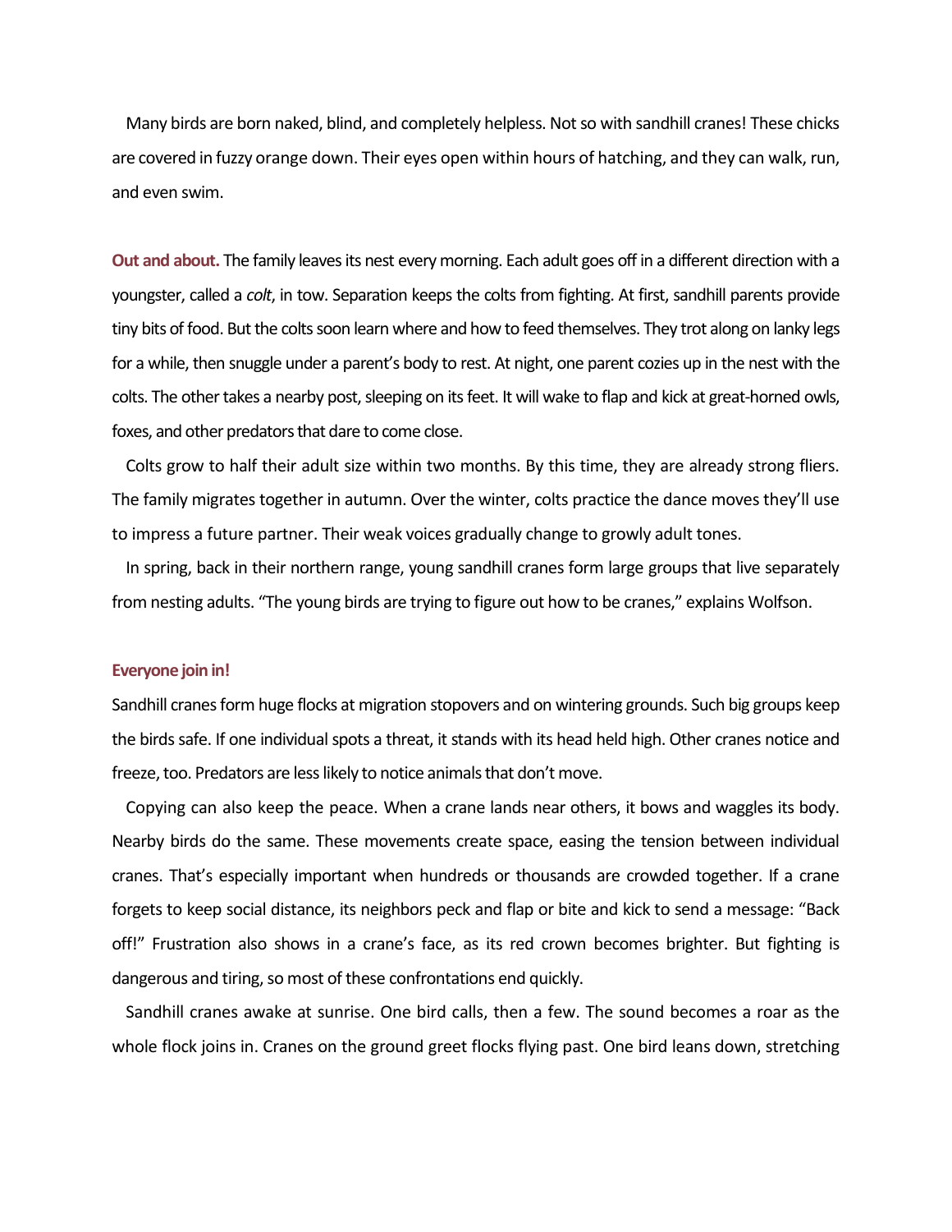Many birds are born naked, blind, and completely helpless. Not so with sandhill cranes! These chicks are covered in fuzzy orange down. Their eyes open within hours of hatching, and they can walk, run, and even swim.

**Out and about.** The family leaves its nest every morning. Each adult goes off in a different direction with a youngster, called a *colt*, in tow. Separation keeps the colts from fighting. At first, sandhill parents provide tiny bits of food. But the colts soon learn where and how to feed themselves. They trot along on lanky legs for a while, then snuggle under a parent's body to rest. At night, one parent cozies up in the nest with the colts. The other takes a nearby post, sleeping on its feet. It will wake to flap and kick at great-horned owls, foxes, and other predators that dare to come close.

Colts grow to half their adult size within two months. By this time, they are already strong fliers. The family migrates together in autumn. Over the winter, colts practice the dance moves they'll use to impress a future partner. Their weak voices gradually change to growly adult tones.

In spring, back in their northern range, young sandhill cranes form large groups that live separately from nesting adults. "The young birds are trying to figure out how to be cranes," explains Wolfson.

**Everyone join in!**

Sandhill cranes form huge flocks at migration stopovers and on wintering grounds. Such big groups keep the birds safe. If one individual spots a threat, it stands with its head held high. Other cranes notice and freeze, too. Predators are less likely to notice animals that don't move.

Copying can also keep the peace. When a crane lands near others, it bows and waggles its body. Nearby birds do the same. These movements create space, easing the tension between individual cranes. That's especially important when hundreds or thousands are crowded together. If a crane forgets to keep social distance, its neighbors peck and flap or bite and kick to send a message: "Back off!" Frustration also shows in a crane's face, as its red crown becomes brighter. But fighting is dangerous and tiring, so most of these confrontations end quickly.

Sandhill cranes awake at sunrise. One bird calls, then a few. The sound becomes a roar as the whole flock joins in. Cranes on the ground greet flocks flying past. One bird leans down, stretching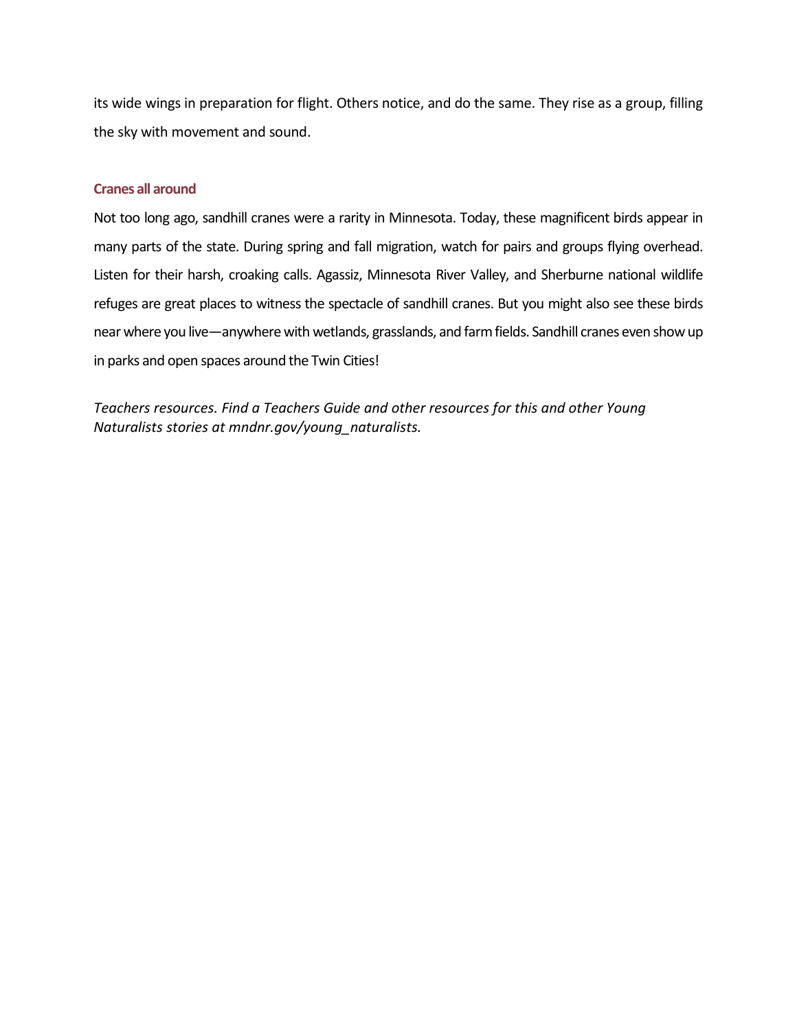its wide wings in preparation for flight. Others notice, and do the same. They rise as a group, filling the sky with movement and sound.

## Cranes all around

Not too long ago, sandhill cranes were a rarity in Minnesota. Today, these magnificent birds appear in many parts of the state. During spring and fall migration, watch for pairs and groups flying overhead. Listen for their harsh, croaking calls. Agassiz, Minnesota River Valley, and Sherburne national wildlife refuges are great places to witness the spectacle of sandhill cranes. But you might also see these birds near where you live—anywhere with wetlands, grasslands, and farm fields. Sandhill cranes even show up in parks and open spaces around the Twin Cities!

*Teachers resources. Find a Teachers Guide and other resources for this and other Young Naturalists stories at mndnr.gov/young_naturalists.*